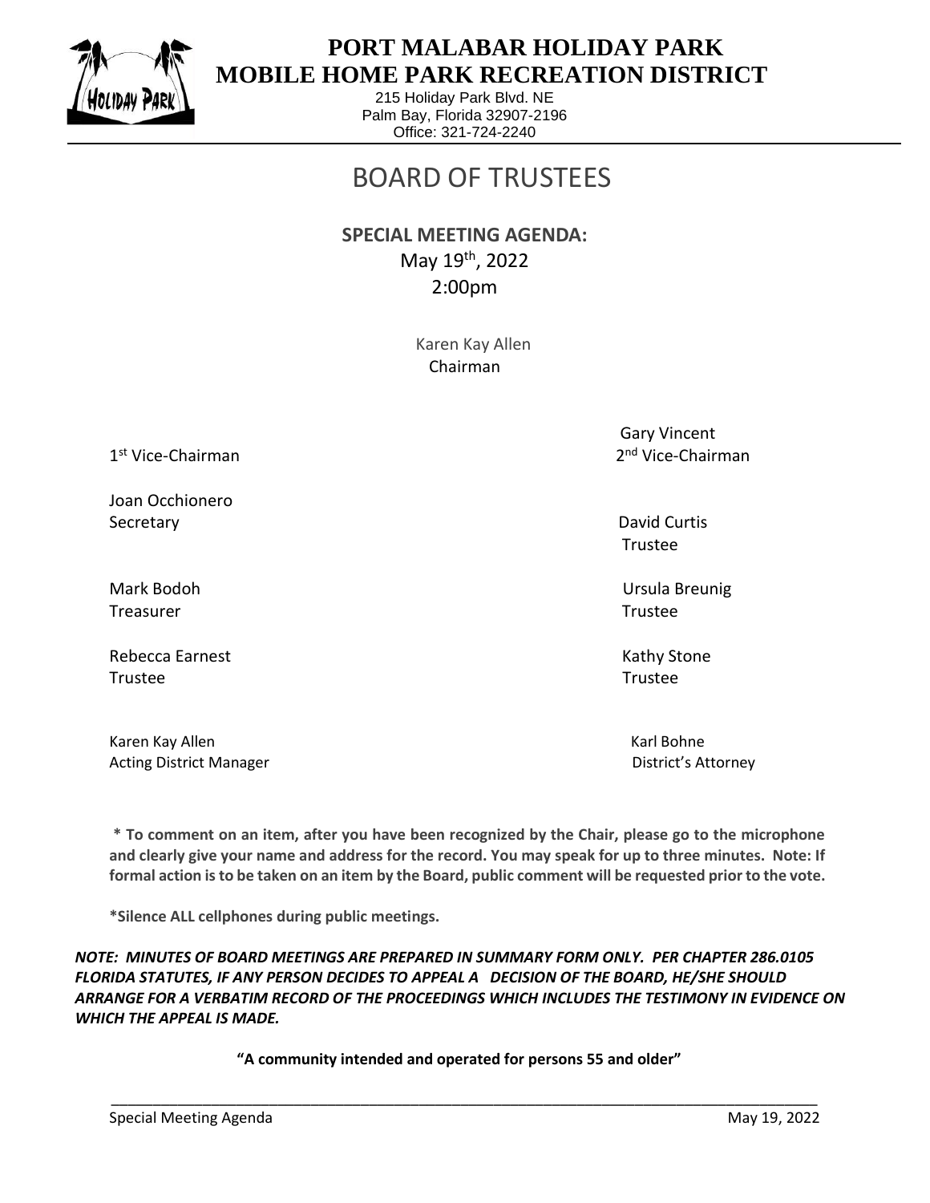# PORT MALABAR HOLIDAY PARK
# MOBILE HOME PARK RECREATION DISTRICT

215 Holiday Park Blvd. NE
Palm Bay, Florida 32907-2196
Office: 321-724-2240

## BOARD OF TRUSTEES

**SPECIAL MEETING AGENDA:**
May 19th, 2022
2:00pm

Karen Kay Allen
Chairman

1st Vice-Chairman

Gary Vincent
2nd Vice-Chairman

Joan Occhionero
Secretary

David Curtis
Trustee

Mark Bodoh
Treasurer

Ursula Breunig
Trustee

Rebecca Earnest
Trustee

Kathy Stone
Trustee

Karen Kay Allen
Acting District Manager

Karl Bohne
District's Attorney

**\* To comment on an item, after you have been recognized by the Chair, please go to the microphone and clearly give your name and address for the record. You may speak for up to three minutes. Note: If formal action is to be taken on an item by the Board, public comment will be requested prior to the vote.**

**\*Silence ALL cellphones during public meetings.**

***NOTE: MINUTES OF BOARD MEETINGS ARE PREPARED IN SUMMARY FORM ONLY. PER CHAPTER 286.0105 FLORIDA STATUTES, IF ANY PERSON DECIDES TO APPEAL A DECISION OF THE BOARD, HE/SHE SHOULD ARRANGE FOR A VERBATIM RECORD OF THE PROCEEDINGS WHICH INCLUDES THE TESTIMONY IN EVIDENCE ON WHICH THE APPEAL IS MADE.***

**"A community intended and operated for persons 55 and older"**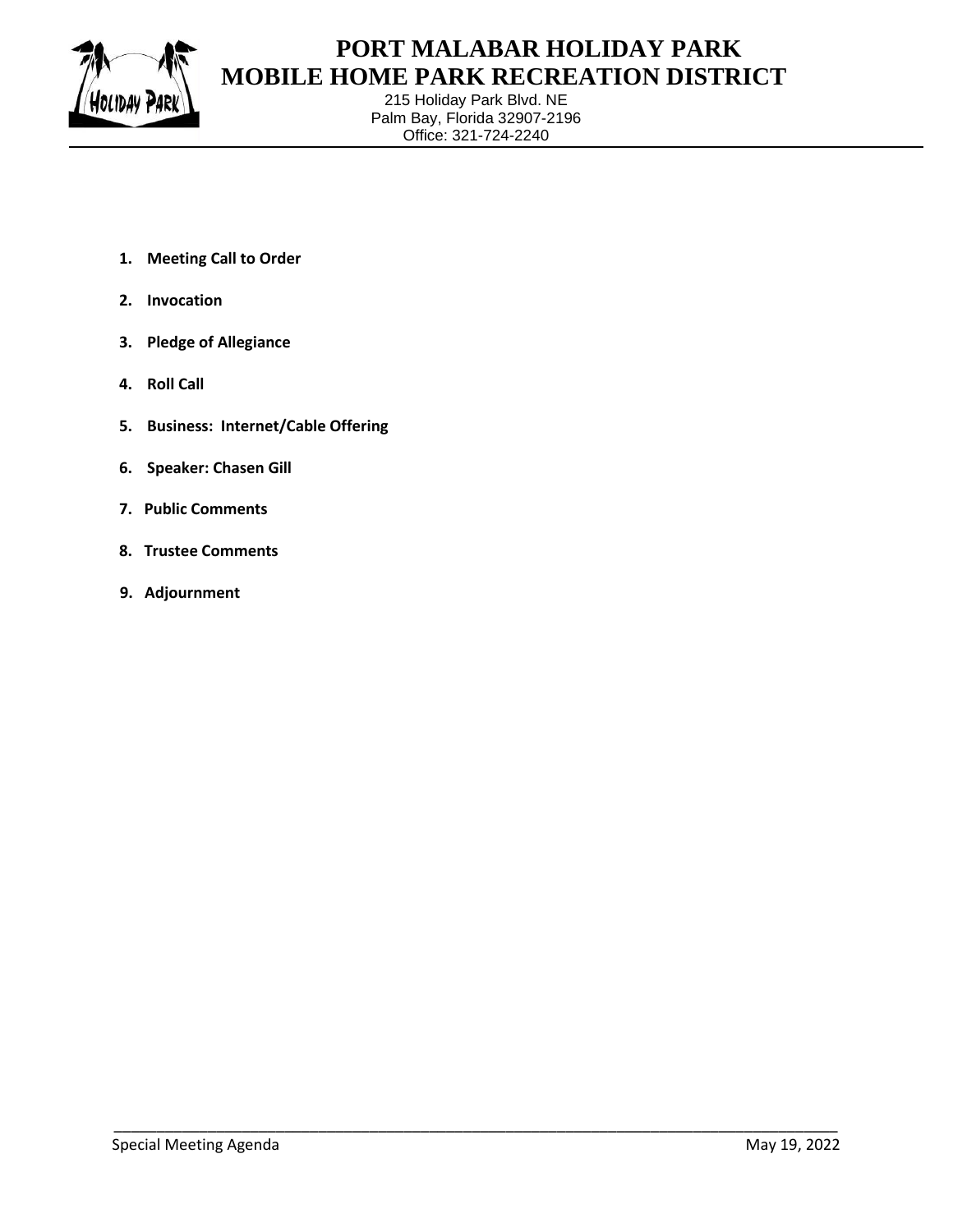# PORT MALABAR HOLIDAY PARK
# MOBILE HOME PARK RECREATION DISTRICT

215 Holiday Park Blvd. NE
Palm Bay, Florida 32907-2196
Office: 321-724-2240

1. **Meeting Call to Order**
2. **Invocation**
3. **Pledge of Allegiance**
4. **Roll Call**
5. **Business: Internet/Cable Offering**
6. **Speaker: Chasen Gill**
7. **Public Comments**
8. **Trustee Comments**
9. **Adjournment**

Special Meeting Agenda May 19, 2022